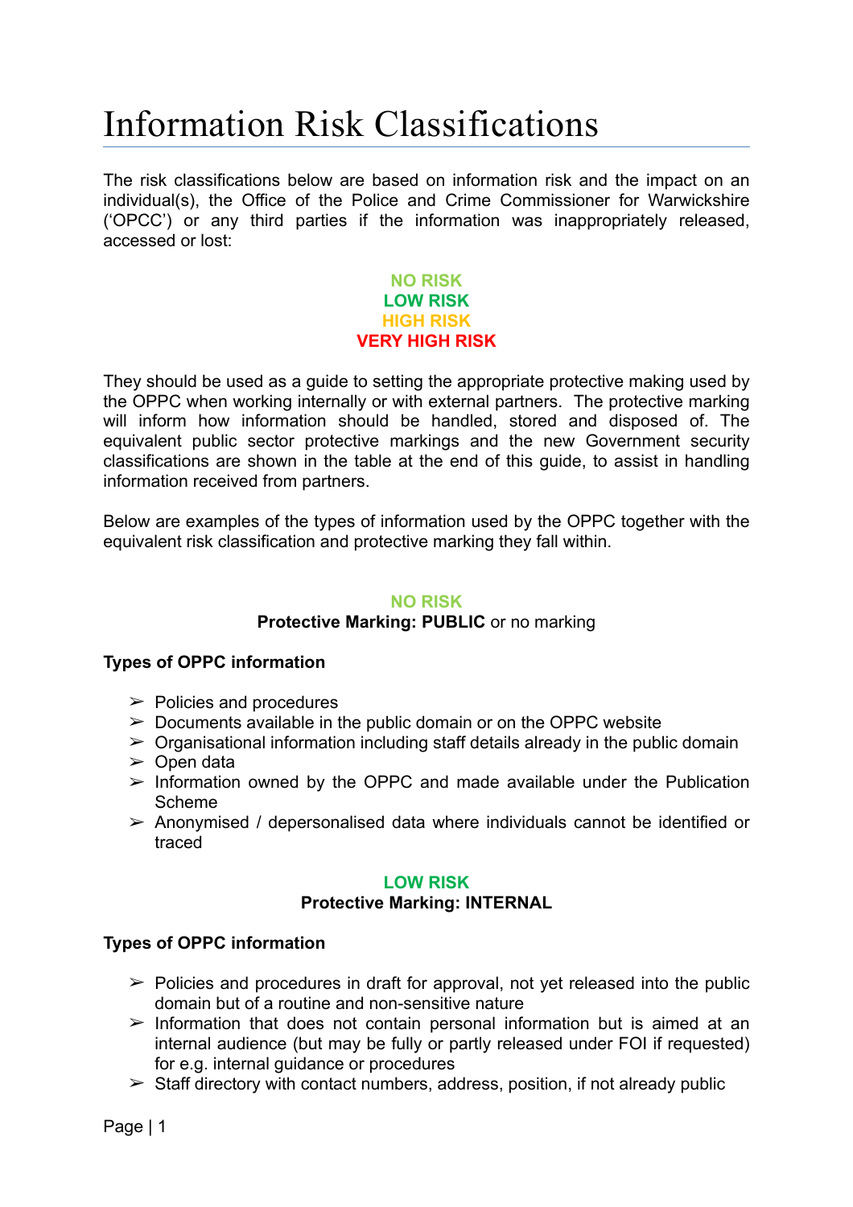# Information Risk Classifications

The risk classifications below are based on information risk and the impact on an individual(s), the Office of the Police and Crime Commissioner for Warwickshire ('OPCC') or any third parties if the information was inappropriately released, accessed or lost:

**NO RISK**
**LOW RISK**
**HIGH RISK**
**VERY HIGH RISK**

They should be used as a guide to setting the appropriate protective making used by the OPPC when working internally or with external partners. The protective marking will inform how information should be handled, stored and disposed of. The equivalent public sector protective markings and the new Government security classifications are shown in the table at the end of this guide, to assist in handling information received from partners.

Below are examples of the types of information used by the OPPC together with the equivalent risk classification and protective marking they fall within.

**NO RISK**

**Protective Marking: PUBLIC** or no marking

**Types of OPPC information**

- Policies and procedures
- Documents available in the public domain or on the OPPC website
- Organisational information including staff details already in the public domain
- Open data
- Information owned by the OPPC and made available under the Publication Scheme
- Anonymised / depersonalised data where individuals cannot be identified or traced

**LOW RISK**

**Protective Marking: INTERNAL**

**Types of OPPC information**

- Policies and procedures in draft for approval, not yet released into the public domain but of a routine and non-sensitive nature
- Information that does not contain personal information but is aimed at an internal audience (but may be fully or partly released under FOI if requested) for e.g. internal guidance or procedures
- Staff directory with contact numbers, address, position, if not already public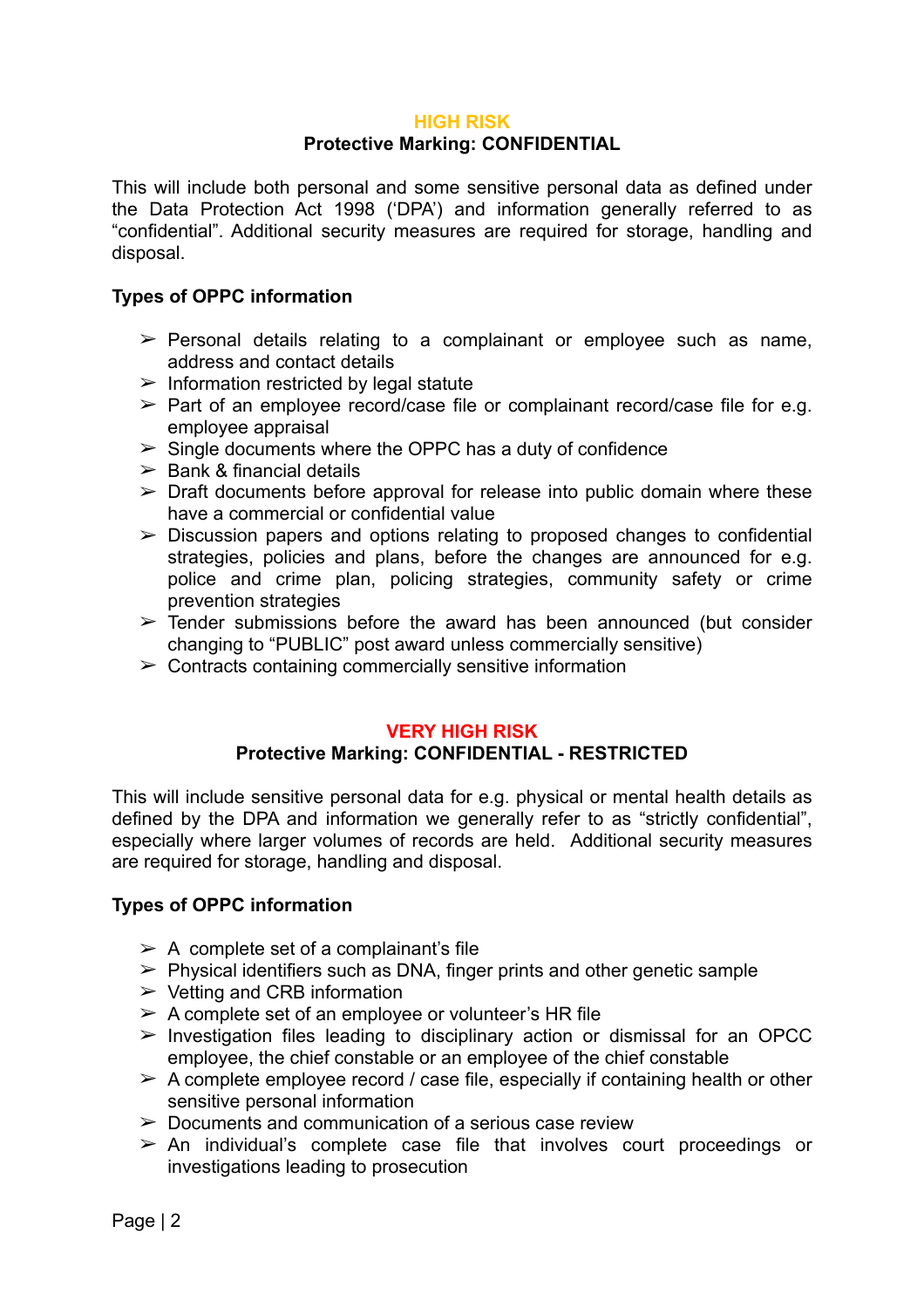## HIGH RISK

### Protective Marking: CONFIDENTIAL

This will include both personal and some sensitive personal data as defined under the Data Protection Act 1998 ('DPA') and information generally referred to as "confidential". Additional security measures are required for storage, handling and disposal.

**Types of OPPC information**

- Personal details relating to a complainant or employee such as name, address and contact details
- Information restricted by legal statute
- Part of an employee record/case file or complainant record/case file for e.g. employee appraisal
- Single documents where the OPPC has a duty of confidence
- Bank & financial details
- Draft documents before approval for release into public domain where these have a commercial or confidential value
- Discussion papers and options relating to proposed changes to confidential strategies, policies and plans, before the changes are announced for e.g. police and crime plan, policing strategies, community safety or crime prevention strategies
- Tender submissions before the award has been announced (but consider changing to "PUBLIC" post award unless commercially sensitive)
- Contracts containing commercially sensitive information

## VERY HIGH RISK

### Protective Marking: CONFIDENTIAL - RESTRICTED

This will include sensitive personal data for e.g. physical or mental health details as defined by the DPA and information we generally refer to as "strictly confidential", especially where larger volumes of records are held. Additional security measures are required for storage, handling and disposal.

**Types of OPPC information**

- A complete set of a complainant's file
- Physical identifiers such as DNA, finger prints and other genetic sample
- Vetting and CRB information
- A complete set of an employee or volunteer's HR file
- Investigation files leading to disciplinary action or dismissal for an OPCC employee, the chief constable or an employee of the chief constable
- A complete employee record / case file, especially if containing health or other sensitive personal information
- Documents and communication of a serious case review
- An individual's complete case file that involves court proceedings or investigations leading to prosecution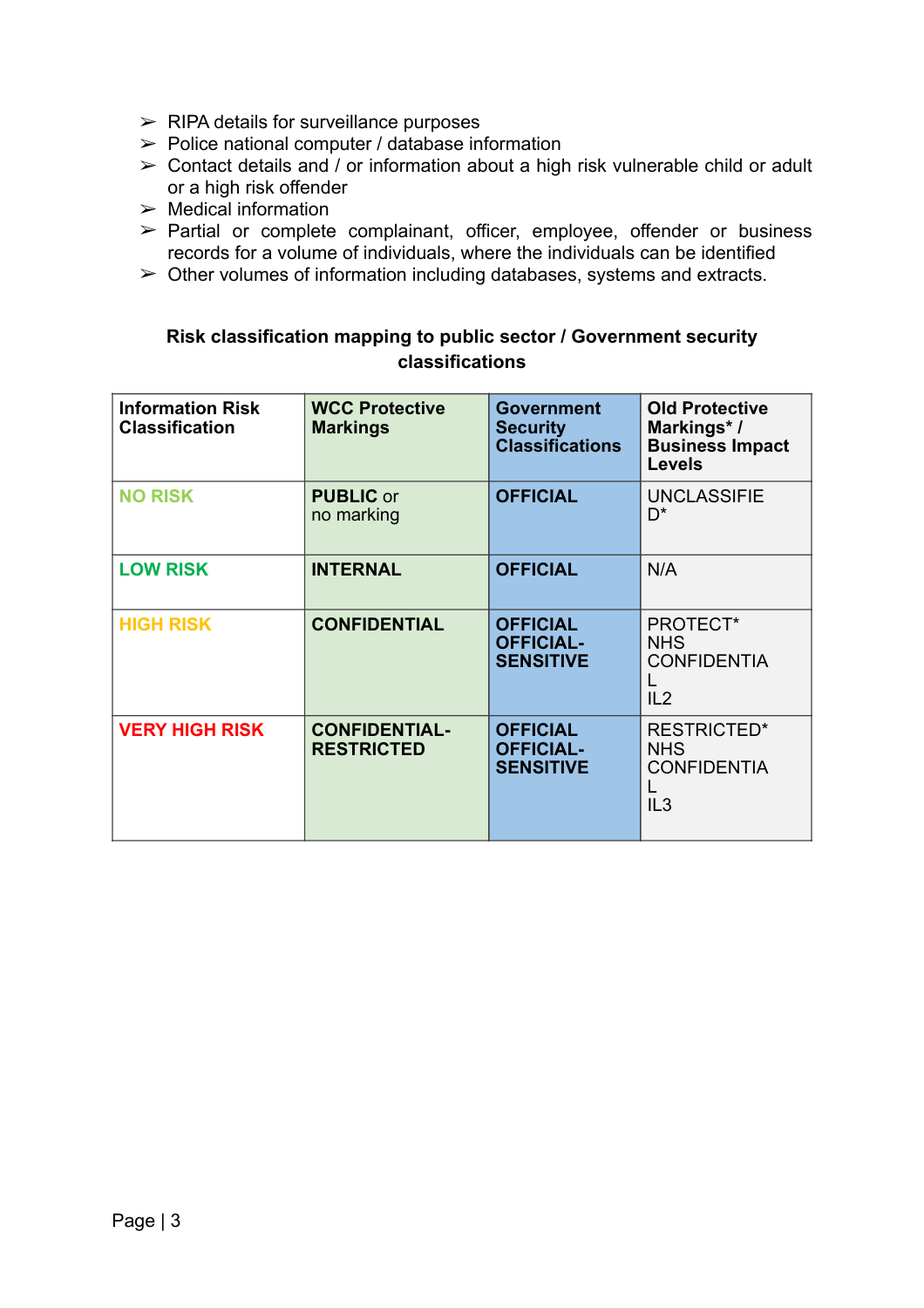- RIPA details for surveillance purposes
- Police national computer / database information
- Contact details and / or information about a high risk vulnerable child or adult or a high risk offender
- Medical information
- Partial or complete complainant, officer, employee, offender or business records for a volume of individuals, where the individuals can be identified
- Other volumes of information including databases, systems and extracts.

### Risk classification mapping to public sector / Government security classifications

| Information Risk Classification | WCC Protective Markings | Government Security Classifications | Old Protective Markings* / Business Impact Levels |
|---|---|---|---|
| NO RISK | **PUBLIC** or no marking | **OFFICIAL** | UNCLASSIFIED* |
| LOW RISK | **INTERNAL** | **OFFICIAL** | N/A |
| HIGH RISK | **CONFIDENTIAL** | **OFFICIAL OFFICIAL-SENSITIVE** | PROTECT* NHS CONFIDENTIAL IL2 |
| VERY HIGH RISK | **CONFIDENTIAL-RESTRICTED** | **OFFICIAL OFFICIAL-SENSITIVE** | RESTRICTED* NHS CONFIDENTIAL IL3 |